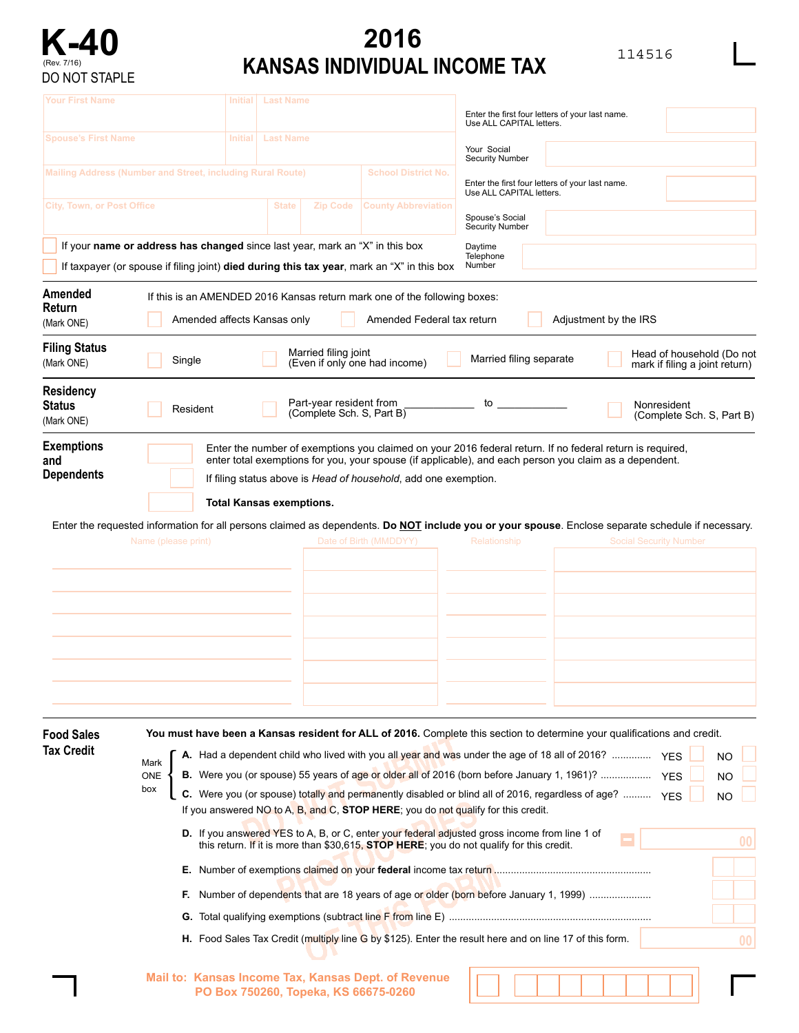# K-40

(Rev. 7/16)

DO NOT STAPLE

# 2016 KANSAS INDIVIDUAL INCOME TAX

114516

| Your First Name | Initial | Last Name |
|---|---|---|
| Spouse's First Name | Initial | Last Name |

| Mailing Address (Number and Street, including Rural Route) | | | School District No. |
|---|---|---|---|
| City, Town, or Post Office | State | Zip Code | County Abbreviation |

Enter the first four letters of your last name. Use ALL CAPITAL letters.

Your Social Security Number

Enter the first four letters of your last name. Use ALL CAPITAL letters.

Spouse's Social Security Number

Daytime Telephone Number

☐ If your **name or address has changed** since last year, mark an "X" in this box

☐ If taxpayer (or spouse if filing joint) **died during this tax year**, mark an "X" in this box

**Amended Return** (Mark ONE)

If this is an AMENDED 2016 Kansas return mark one of the following boxes:

☐ Amended affects Kansas only ☐ Amended Federal tax return ☐ Adjustment by the IRS

**Filing Status** (Mark ONE)

☐ Single ☐ Married filing joint (Even if only one had income) ☐ Married filing separate ☐ Head of household (Do not mark if filing a joint return)

**Residency Status** (Mark ONE)

☐ Resident ☐ Part-year resident from ____________ to ____________ (Complete Sch. S, Part B) ☐ Nonresident (Complete Sch. S, Part B)

**Exemptions and Dependents**

Enter the number of exemptions you claimed on your 2016 federal return. If no federal return is required, enter total exemptions for you, your spouse (if applicable), and each person you claim as a dependent.

If filing status above is *Head of household*, add one exemption.

**Total Kansas exemptions.**

Enter the requested information for all persons claimed as dependents. **Do NOT include you or your spouse**. Enclose separate schedule if necessary.

| Name (please print) | Date of Birth (MMDDYY) | Relationship | Social Security Number |
|---|---|---|---|
| | | | |
| | | | |
| | | | |
| | | | |
| | | | |
| | | | |
| | | | |

**Food Sales Tax Credit**

**You must have been a Kansas resident for ALL of 2016.** Complete this section to determine your qualifications and credit.

Mark ONE box

- **A.** Had a dependent child who lived with you all year and was under the age of 18 all of 2016? ............ YES ☐ NO ☐
- **B.** Were you (or spouse) 55 years of age or older all of 2016 (born before January 1, 1961)? ................. YES ☐ NO ☐
- **C.** Were you (or spouse) totally and permanently disabled or blind all of 2016, regardless of age? .......... YES ☐ NO ☐

If you answered NO to A, B, and C, **STOP HERE**; you do not qualify for this credit.

- **D.** If you answered YES to A, B, or C, enter your federal adjusted gross income from line 1 of this return. If it is more than $30,615, **STOP HERE**; you do not qualify for this credit. ____ 00
- **E.** Number of exemptions claimed on your **federal** income tax return .......................................................
- **F.** Number of dependents that are 18 years of age or older (born before January 1, 1999) .....................
- **G.** Total qualifying exemptions (subtract line F from line E) .......................................................................
- **H.** Food Sales Tax Credit (multiply line G by $125). Enter the result here and on line 17 of this form. ____ 00

DO NOT SUBMIT PHOTOCOPIES OF THIS FORM

**Mail to: Kansas Income Tax, Kansas Dept. of Revenue PO Box 750260, Topeka, KS 66675-0260**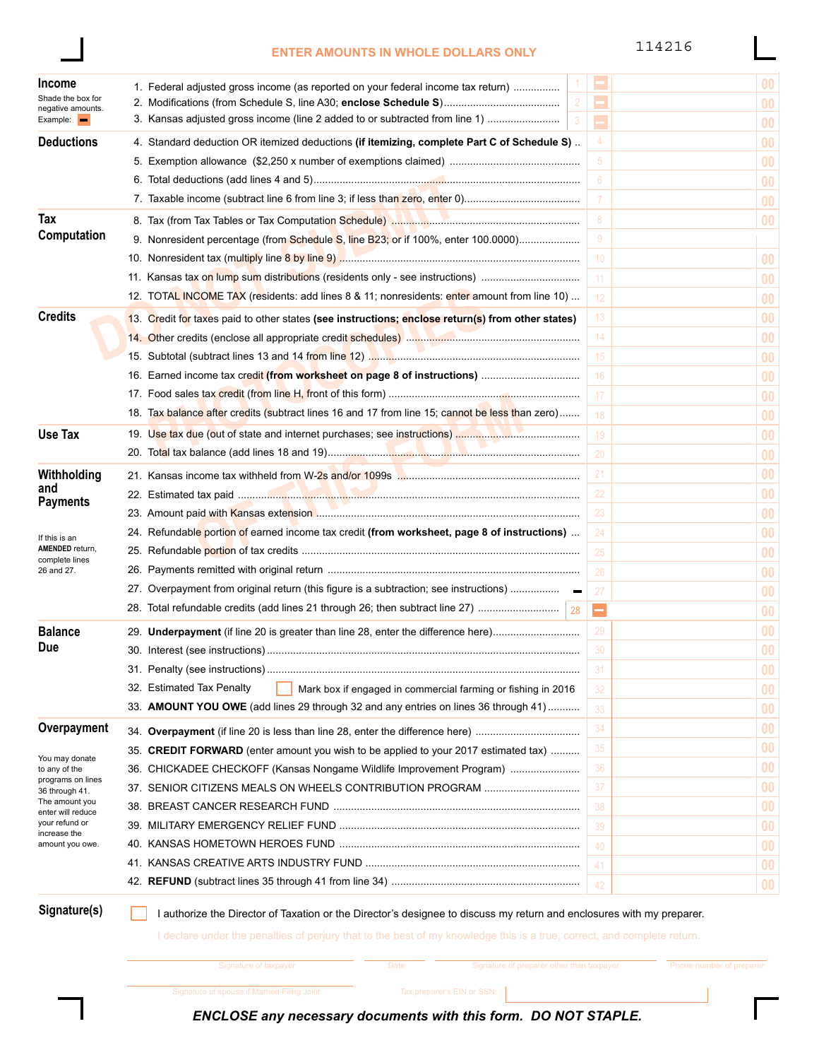114216

ENTER AMOUNTS IN WHOLE DOLLARS ONLY

## Income

Shade the box for negative amounts. Example: ▬

| | | | |
|---|---|---|---|
| 1. Federal adjusted gross income (as reported on your federal income tax return) | 1 | | 00 |
| 2. Modifications (from Schedule S, line A30; **enclose Schedule S**) | 2 | | 00 |
| 3. Kansas adjusted gross income (line 2 added to or subtracted from line 1) | 3 | | 00 |

## Deductions

| | | | |
|---|---|---|---|
| 4. Standard deduction OR itemized deductions **(if itemizing, complete Part C of Schedule S)** | 4 | | 00 |
| 5. Exemption allowance ($2,250 x number of exemptions claimed) | 5 | | 00 |
| 6. Total deductions (add lines 4 and 5) | 6 | | 00 |
| 7. Taxable income (subtract line 6 from line 3; if less than zero, enter 0) | 7 | | 00 |

## Tax Computation

| | | | |
|---|---|---|---|
| 8. Tax (from Tax Tables or Tax Computation Schedule) | 8 | | 00 |
| 9. Nonresident percentage (from Schedule S, line B23; or if 100%, enter 100.0000) | 9 | | |
| 10. Nonresident tax (multiply line 8 by line 9) | 10 | | 00 |
| 11. Kansas tax on lump sum distributions (residents only - see instructions) | 11 | | 00 |
| 12. TOTAL INCOME TAX (residents: add lines 8 & 11; nonresidents: enter amount from line 10) | 12 | | 00 |

## Credits

| | | | |
|---|---|---|---|
| 13. Credit for taxes paid to other states **(see instructions; enclose return(s) from other states)** | 13 | | 00 |
| 14. Other credits (enclose all appropriate credit schedules) | 14 | | 00 |
| 15. Subtotal (subtract lines 13 and 14 from line 12) | 15 | | 00 |
| 16. Earned income tax credit **(from worksheet on page 8 of instructions)** | 16 | | 00 |
| 17. Food sales tax credit (from line H, front of this form) | 17 | | 00 |
| 18. Tax balance after credits (subtract lines 16 and 17 from line 15; cannot be less than zero) | 18 | | 00 |

## Use Tax

| | | | |
|---|---|---|---|
| 19. Use tax due (out of state and internet purchases; see instructions) | 19 | | 00 |
| 20. Total tax balance (add lines 18 and 19) | 20 | | 00 |

## Withholding and Payments

If this is an **AMENDED** return, complete lines 26 and 27.

| | | | |
|---|---|---|---|
| 21. Kansas income tax withheld from W-2s and/or 1099s | 21 | | 00 |
| 22. Estimated tax paid | 22 | | 00 |
| 23. Amount paid with Kansas extension | 23 | | 00 |
| 24. Refundable portion of earned income tax credit **(from worksheet, page 8 of instructions)** | 24 | | 00 |
| 25. Refundable portion of tax credits | 25 | | 00 |
| 26. Payments remitted with original return | 26 | | 00 |
| 27. Overpayment from original return (this figure is a subtraction; see instructions) ▬ | 27 | | 00 |
| 28. Total refundable credits (add lines 21 through 26; then subtract line 27) | 28 | | 00 |

## Balance Due

| | | | |
|---|---|---|---|
| 29. **Underpayment** (if line 20 is greater than line 28, enter the difference here) | 29 | | 00 |
| 30. Interest (see instructions) | 30 | | 00 |
| 31. Penalty (see instructions) | 31 | | 00 |
| 32. Estimated Tax Penalty ☐ Mark box if engaged in commercial farming or fishing in 2016 | 32 | | 00 |
| 33. **AMOUNT YOU OWE** (add lines 29 through 32 and any entries on lines 36 through 41) | 33 | | 00 |

## Overpayment

You may donate to any of the programs on lines 36 through 41. The amount you enter will reduce your refund or increase the amount you owe.

| | | | |
|---|---|---|---|
| 34. **Overpayment** (if line 20 is less than line 28, enter the difference here) | 34 | | 00 |
| 35. **CREDIT FORWARD** (enter amount you wish to be applied to your 2017 estimated tax) | 35 | | 00 |
| 36. CHICKADEE CHECKOFF (Kansas Nongame Wildlife Improvement Program) | 36 | | 00 |
| 37. SENIOR CITIZENS MEALS ON WHEELS CONTRIBUTION PROGRAM | 37 | | 00 |
| 38. BREAST CANCER RESEARCH FUND | 38 | | 00 |
| 39. MILITARY EMERGENCY RELIEF FUND | 39 | | 00 |
| 40. KANSAS HOMETOWN HEROES FUND | 40 | | 00 |
| 41. KANSAS CREATIVE ARTS INDUSTRY FUND | 41 | | 00 |
| 42. **REFUND** (subtract lines 35 through 41 from line 34) | 42 | | 00 |

## Signature(s)

☐ I authorize the Director of Taxation or the Director's designee to discuss my return and enclosures with my preparer.

I declare under the penalties of perjury that to the best of my knowledge this is a true, correct, and complete return.

Signature of taxpayer ____ Date ____ Signature of preparer other than taxpayer ____ Phone number of preparer ____

Signature of spouse if Married Filing Joint ____ Tax preparer's EIN or SSN: ____

***ENCLOSE any necessary documents with this form. DO NOT STAPLE.***